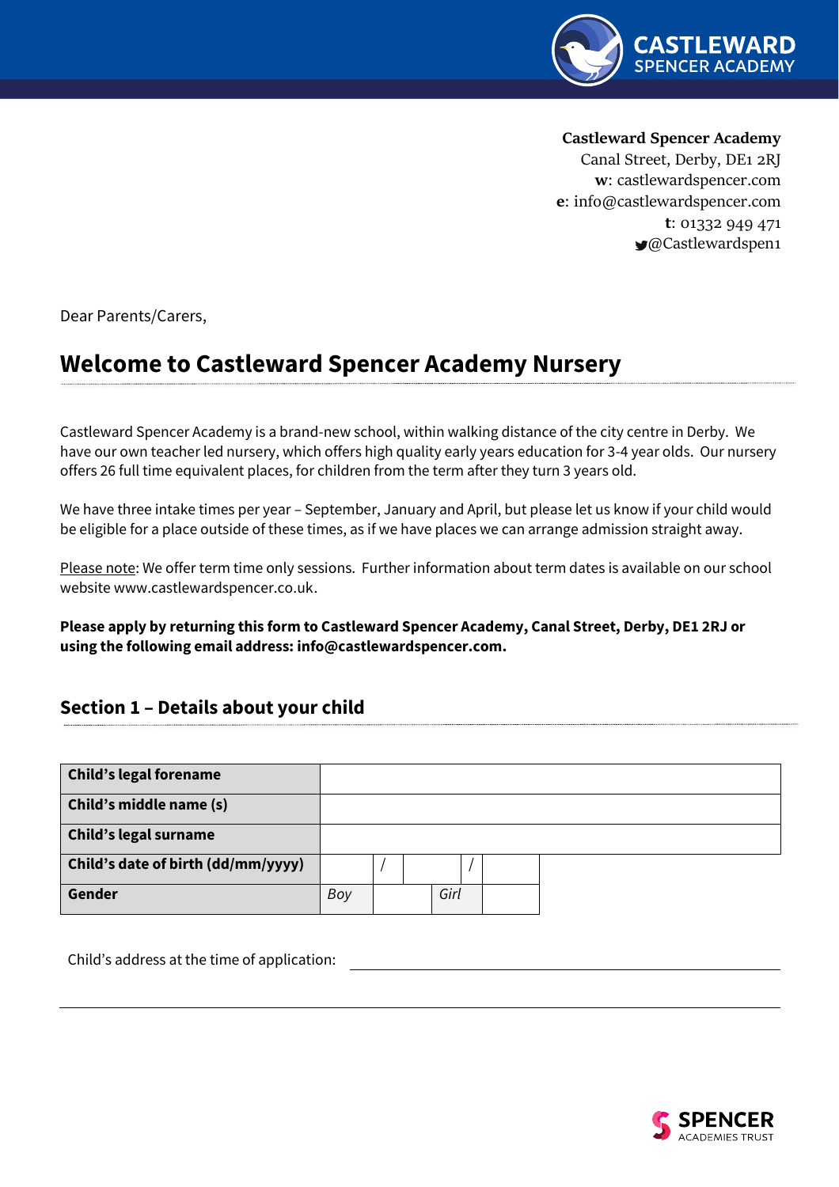**Castleward Spencer Academy**
Canal Street, Derby, DE1 2RJ
**w**: castlewardspencer.com
**e**: info@castlewardspencer.com
**t**: 01332 949 471
@Castlewardspen1

Dear Parents/Carers,

# Welcome to Castleward Spencer Academy Nursery

Castleward Spencer Academy is a brand-new school, within walking distance of the city centre in Derby. We have our own teacher led nursery, which offers high quality early years education for 3-4 year olds. Our nursery offers 26 full time equivalent places, for children from the term after they turn 3 years old.

We have three intake times per year – September, January and April, but please let us know if your child would be eligible for a place outside of these times, as if we have places we can arrange admission straight away.

Please note: We offer term time only sessions. Further information about term dates is available on our school website www.castlewardspencer.co.uk.

**Please apply by returning this form to Castleward Spencer Academy, Canal Street, Derby, DE1 2RJ or using the following email address: info@castlewardspencer.com.**

## Section 1 – Details about your child

| | | | | | |
|---|---|---|---|---|---|
| **Child's legal forename** | | | | | |
| **Child's middle name (s)** | | | | | |
| **Child's legal surname** | | | | | |
| **Child's date of birth (dd/mm/yyyy)** | | / | | / | |
| **Gender** | *Boy* | | *Girl* | | |

Child's address at the time of application: ______________________________

______________________________________________________________________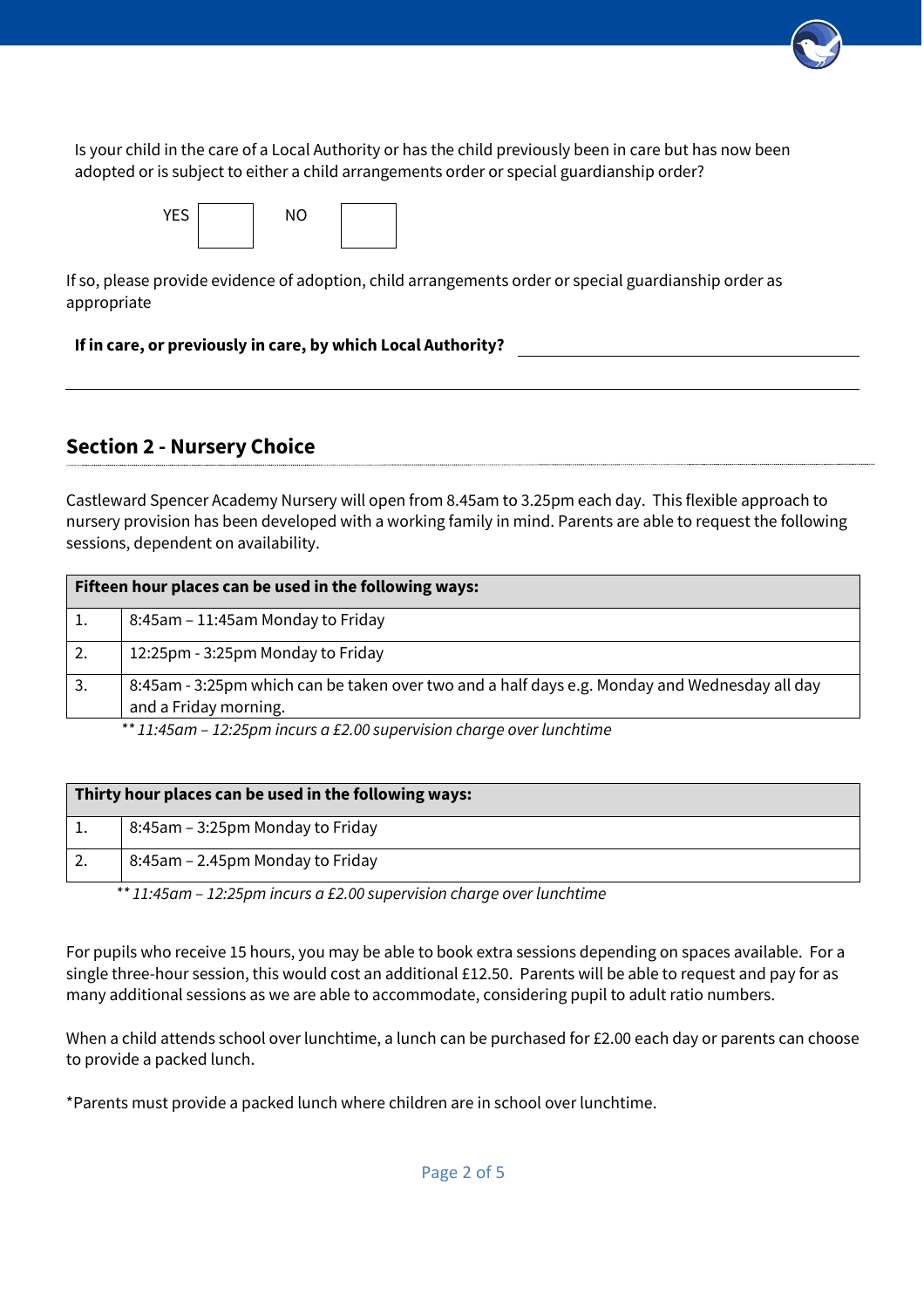Is your child in the care of a Local Authority or has the child previously been in care but has now been adopted or is subject to either a child arrangements order or special guardianship order?

YES ☐ NO ☐

If so, please provide evidence of adoption, child arrangements order or special guardianship order as appropriate

**If in care, or previously in care, by which Local Authority?** ____________________

## Section 2 - Nursery Choice

Castleward Spencer Academy Nursery will open from 8.45am to 3.25pm each day. This flexible approach to nursery provision has been developed with a working family in mind. Parents are able to request the following sessions, dependent on availability.

| **Fifteen hour places can be used in the following ways:** | |
|---|---|
| 1. | 8:45am – 11:45am Monday to Friday |
| 2. | 12:25pm - 3:25pm Monday to Friday |
| 3. | 8:45am - 3:25pm which can be taken over two and a half days e.g. Monday and Wednesday all day and a Friday morning. |

*** 11:45am – 12:25pm incurs a £2.00 supervision charge over lunchtime*

| **Thirty hour places can be used in the following ways:** | |
|---|---|
| 1. | 8:45am – 3:25pm Monday to Friday |
| 2. | 8:45am – 2.45pm Monday to Friday |

*** 11:45am – 12:25pm incurs a £2.00 supervision charge over lunchtime*

For pupils who receive 15 hours, you may be able to book extra sessions depending on spaces available. For a single three-hour session, this would cost an additional £12.50. Parents will be able to request and pay for as many additional sessions as we are able to accommodate, considering pupil to adult ratio numbers.

When a child attends school over lunchtime, a lunch can be purchased for £2.00 each day or parents can choose to provide a packed lunch.

*Parents must provide a packed lunch where children are in school over lunchtime.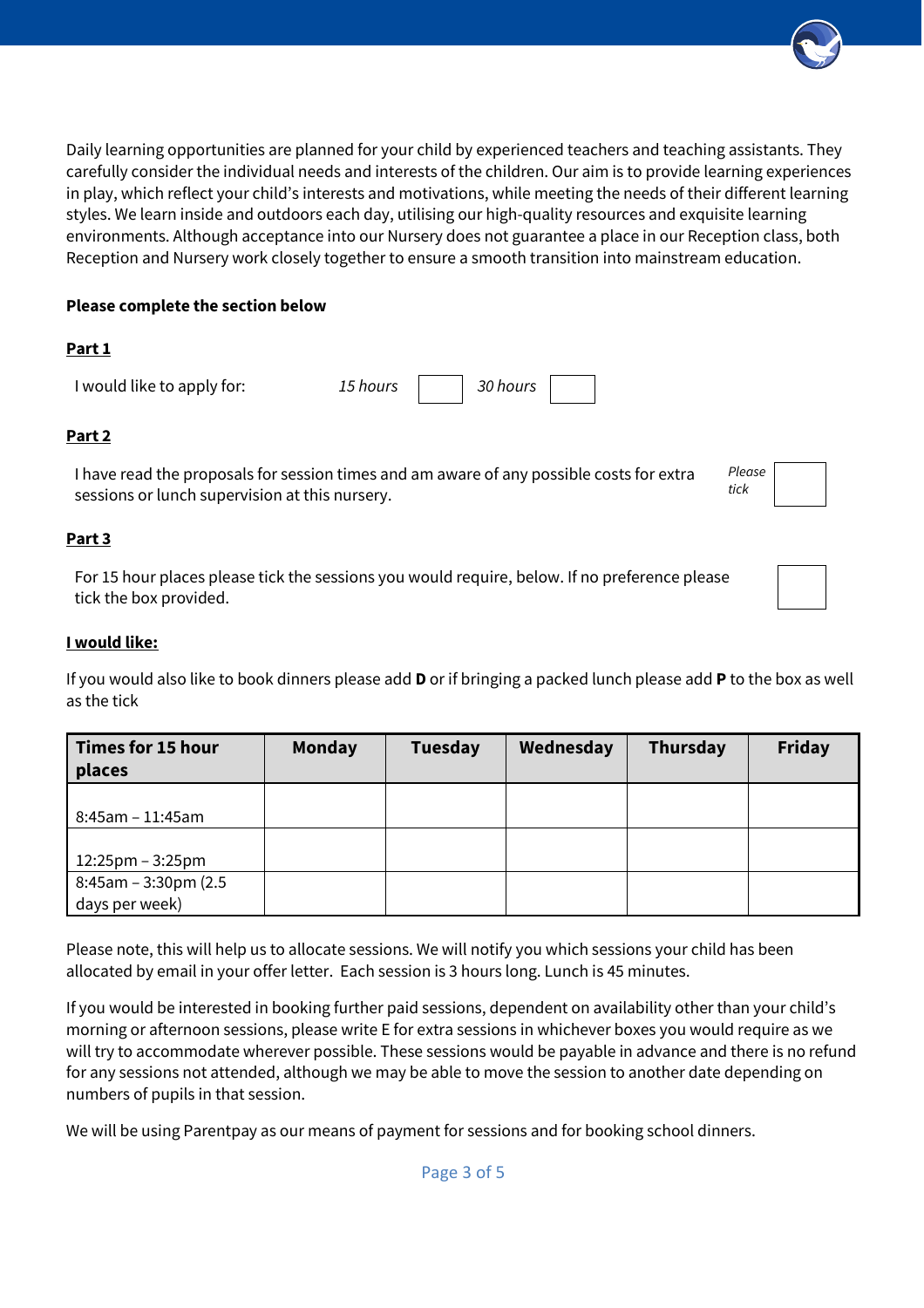Daily learning opportunities are planned for your child by experienced teachers and teaching assistants. They carefully consider the individual needs and interests of the children. Our aim is to provide learning experiences in play, which reflect your child's interests and motivations, while meeting the needs of their different learning styles. We learn inside and outdoors each day, utilising our high-quality resources and exquisite learning environments. Although acceptance into our Nursery does not guarantee a place in our Reception class, both Reception and Nursery work closely together to ensure a smooth transition into mainstream education.

**Please complete the section below**

**Part 1**

I would like to apply for: *15 hours* ☐ *30 hours* ☐

**Part 2**

I have read the proposals for session times and am aware of any possible costs for extra sessions or lunch supervision at this nursery. *Please tick* ☐

**Part 3**

For 15 hour places please tick the sessions you would require, below. If no preference please tick the box provided. ☐

**I would like:**

If you would also like to book dinners please add **D** or if bringing a packed lunch please add **P** to the box as well as the tick

| Times for 15 hour places | Monday | Tuesday | Wednesday | Thursday | Friday |
|---|---|---|---|---|---|
| 8:45am – 11:45am | | | | | |
| 12:25pm – 3:25pm | | | | | |
| 8:45am – 3:30pm (2.5 days per week) | | | | | |

Please note, this will help us to allocate sessions. We will notify you which sessions your child has been allocated by email in your offer letter. Each session is 3 hours long. Lunch is 45 minutes.

If you would be interested in booking further paid sessions, dependent on availability other than your child's morning or afternoon sessions, please write E for extra sessions in whichever boxes you would require as we will try to accommodate wherever possible. These sessions would be payable in advance and there is no refund for any sessions not attended, although we may be able to move the session to another date depending on numbers of pupils in that session.

We will be using Parentpay as our means of payment for sessions and for booking school dinners.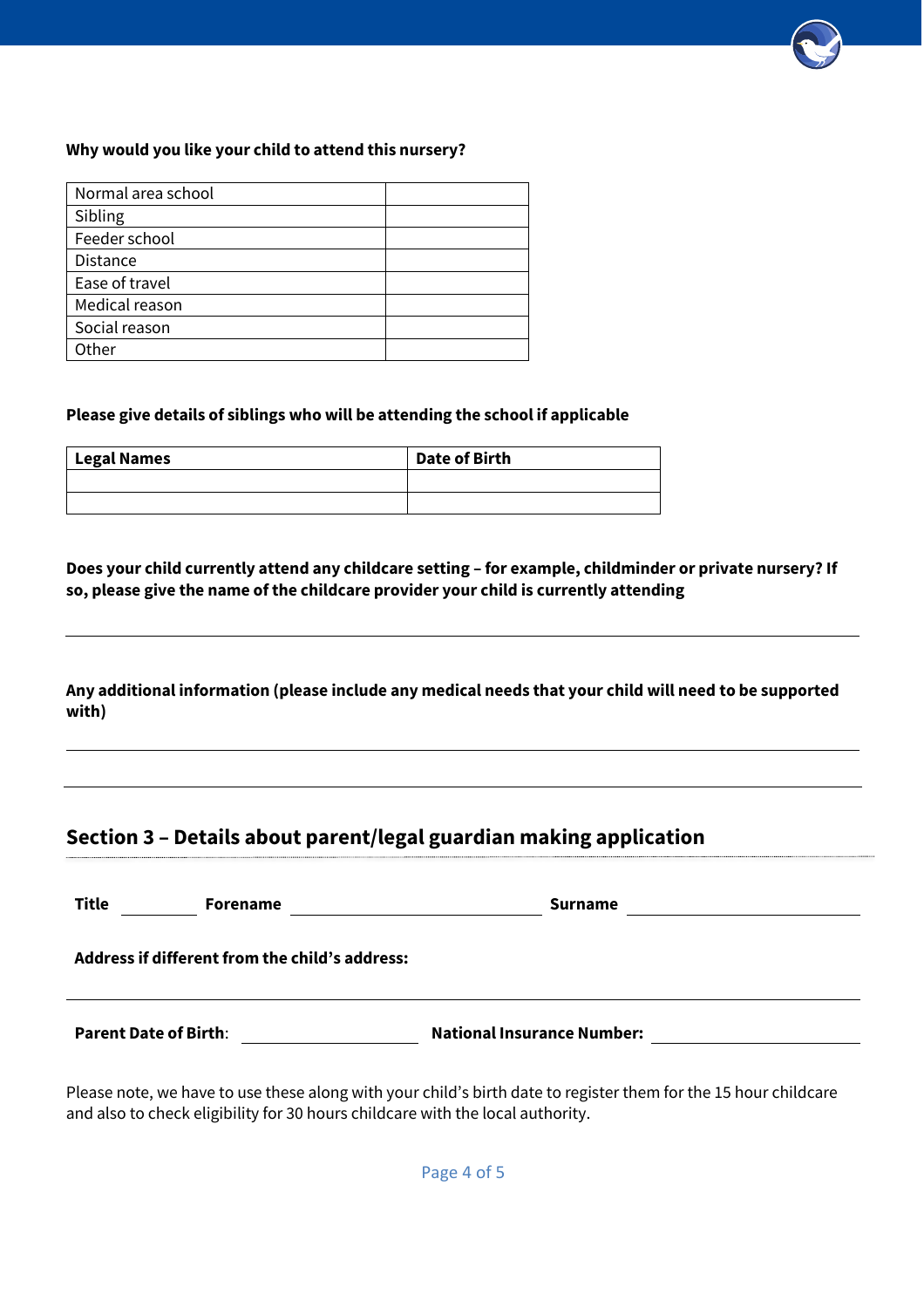**Why would you like your child to attend this nursery?**

| | |
|---|---|
| Normal area school | |
| Sibling | |
| Feeder school | |
| Distance | |
| Ease of travel | |
| Medical reason | |
| Social reason | |
| Other | |

**Please give details of siblings who will be attending the school if applicable**

| Legal Names | Date of Birth |
|---|---|
| | |
| | |

**Does your child currently attend any childcare setting – for example, childminder or private nursery? If so, please give the name of the childcare provider your child is currently attending**

______________________________________________

**Any additional information (please include any medical needs that your child will need to be supported with)**

______________________________________________

______________________________________________

## Section 3 – Details about parent/legal guardian making application

**Title** __________ **Forename** ______________________ **Surname** ______________________

**Address if different from the child's address:**

______________________________________________

**Parent Date of Birth**: ______________ **National Insurance Number:** ______________

Please note, we have to use these along with your child's birth date to register them for the 15 hour childcare and also to check eligibility for 30 hours childcare with the local authority.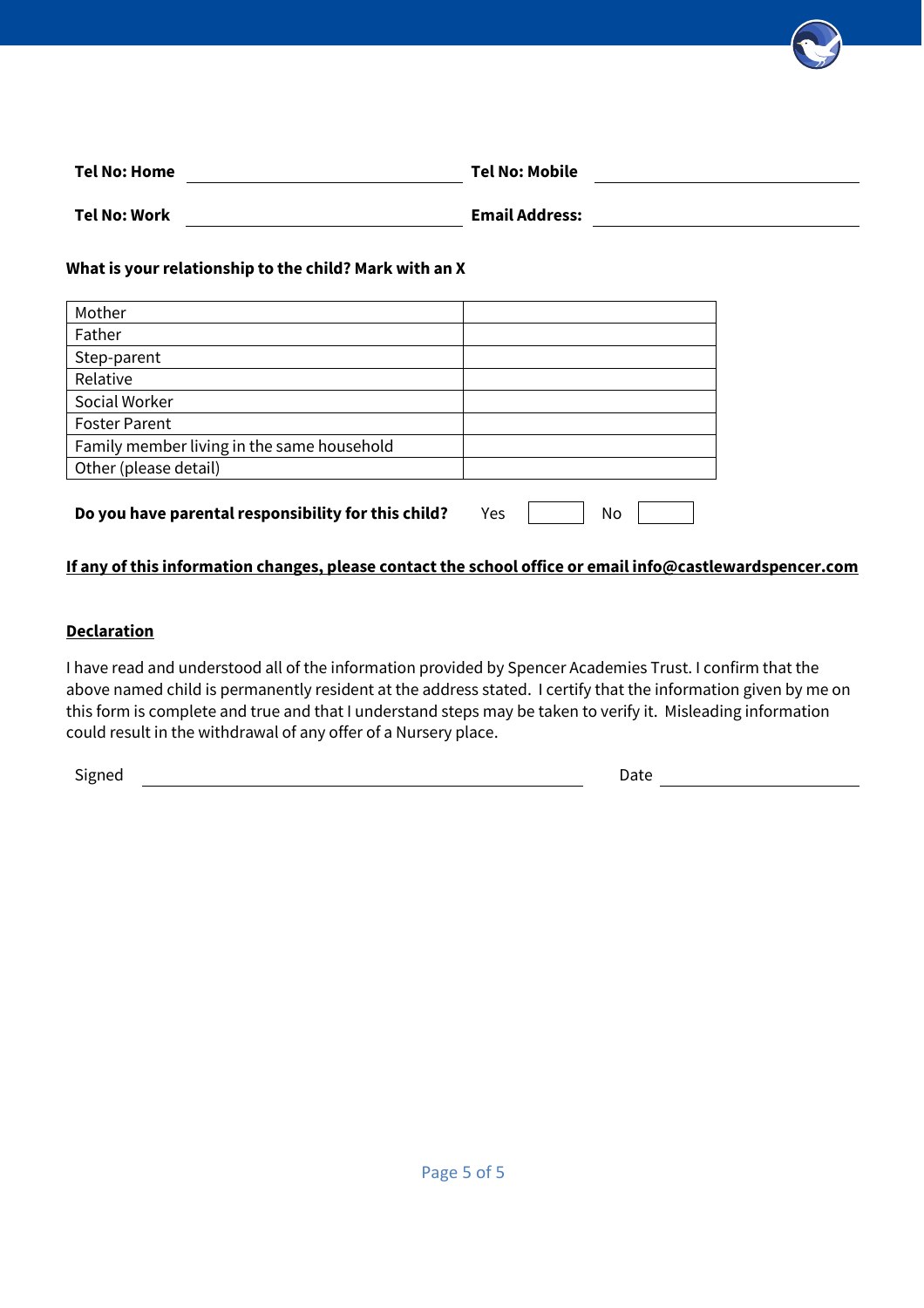**Tel No: Home** ______________________ **Tel No: Mobile** ______________________

**Tel No: Work** ______________________ **Email Address:** ______________________

**What is your relationship to the child? Mark with an X**

| | |
|---|---|
| Mother | |
| Father | |
| Step-parent | |
| Relative | |
| Social Worker | |
| Foster Parent | |
| Family member living in the same household | |
| Other (please detail) | |

**Do you have parental responsibility for this child?** Yes ☐ No ☐

**<u>If any of this information changes, please contact the school office or email info@castlewardspencer.com</u>**

**<u>Declaration</u>**

I have read and understood all of the information provided by Spencer Academies Trust. I confirm that the above named child is permanently resident at the address stated. I certify that the information given by me on this form is complete and true and that I understand steps may be taken to verify it. Misleading information could result in the withdrawal of any offer of a Nursery place.

Signed ______________________________ Date ______________________